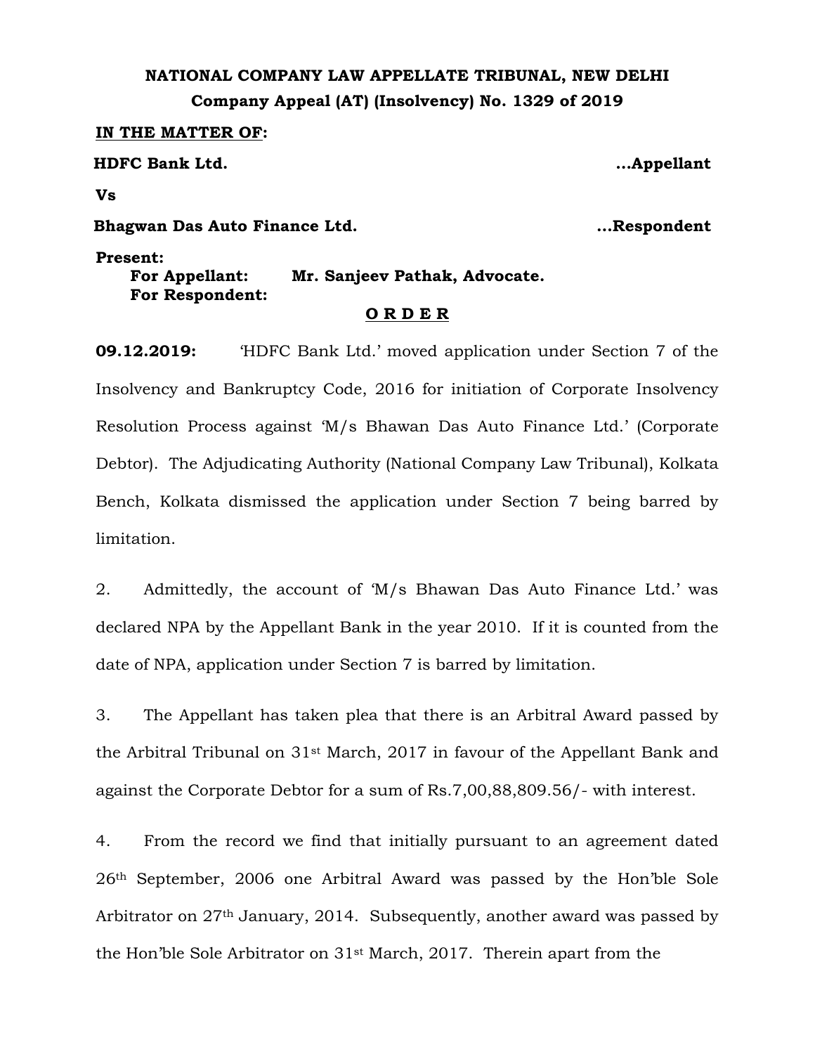**NATIONAL COMPANY LAW APPELLATE TRIBUNAL, NEW DELHI**
**Company Appeal (AT) (Insolvency) No. 1329 of 2019**

**IN THE MATTER OF:**

**HDFC Bank Ltd.** **...Appellant**

**Vs**

**Bhagwan Das Auto Finance Ltd.** **...Respondent**

**Present:**
**For Appellant:** **Mr. Sanjeev Pathak, Advocate.**
**For Respondent:**

**O R D E R**

**09.12.2019:** 'HDFC Bank Ltd.' moved application under Section 7 of the Insolvency and Bankruptcy Code, 2016 for initiation of Corporate Insolvency Resolution Process against 'M/s Bhawan Das Auto Finance Ltd.' (Corporate Debtor). The Adjudicating Authority (National Company Law Tribunal), Kolkata Bench, Kolkata dismissed the application under Section 7 being barred by limitation.

2. Admittedly, the account of 'M/s Bhawan Das Auto Finance Ltd.' was declared NPA by the Appellant Bank in the year 2010. If it is counted from the date of NPA, application under Section 7 is barred by limitation.

3. The Appellant has taken plea that there is an Arbitral Award passed by the Arbitral Tribunal on 31st March, 2017 in favour of the Appellant Bank and against the Corporate Debtor for a sum of Rs.7,00,88,809.56/- with interest.

4. From the record we find that initially pursuant to an agreement dated 26th September, 2006 one Arbitral Award was passed by the Hon'ble Sole Arbitrator on 27th January, 2014. Subsequently, another award was passed by the Hon'ble Sole Arbitrator on 31st March, 2017. Therein apart from the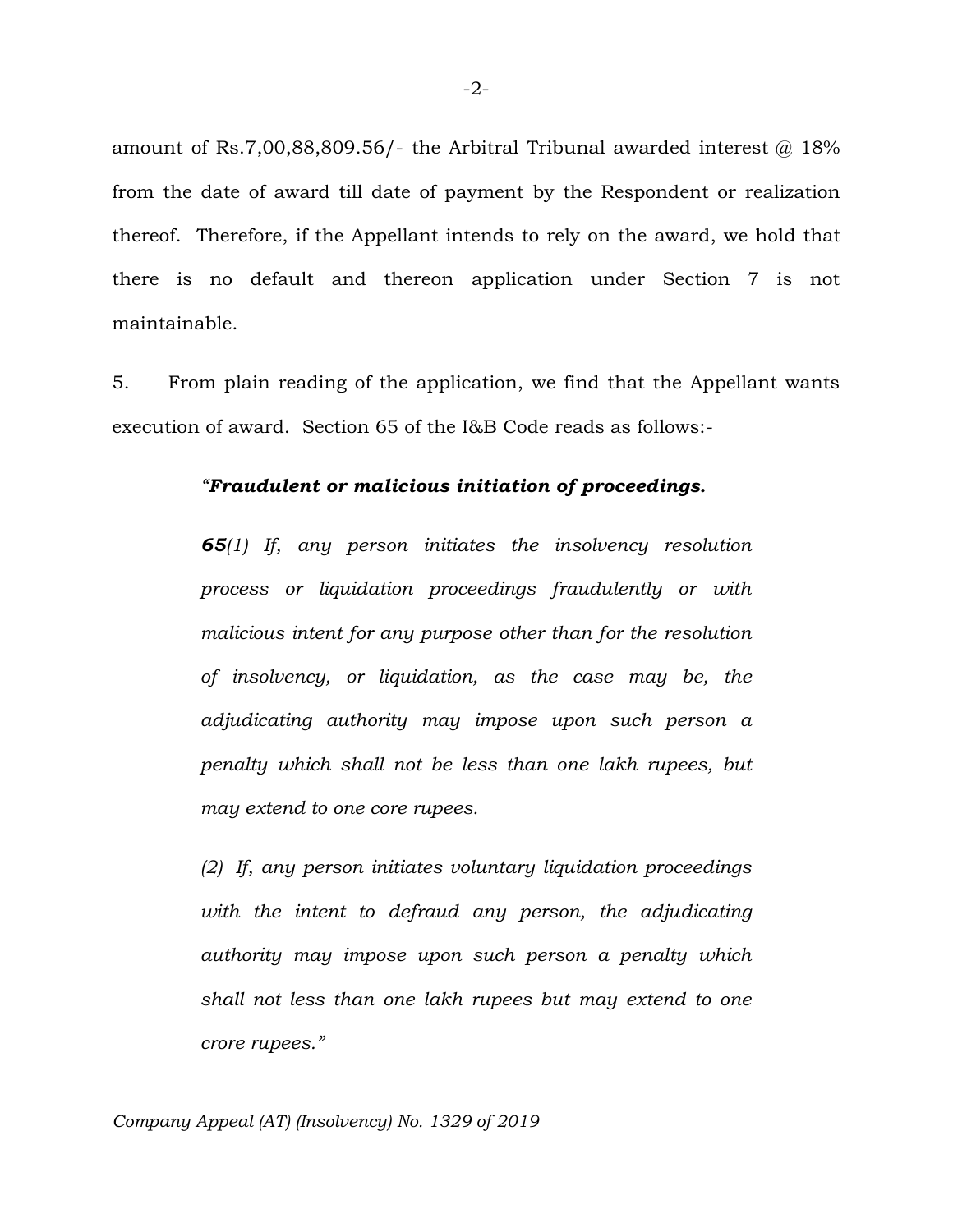amount of Rs.7,00,88,809.56/- the Arbitral Tribunal awarded interest @ 18% from the date of award till date of payment by the Respondent or realization thereof. Therefore, if the Appellant intends to rely on the award, we hold that there is no default and thereon application under Section 7 is not maintainable.

5. From plain reading of the application, we find that the Appellant wants execution of award. Section 65 of the I&B Code reads as follows:-

> *"**Fraudulent or malicious initiation of proceedings.***
>
> ***65**(1) If, any person initiates the insolvency resolution process or liquidation proceedings fraudulently or with malicious intent for any purpose other than for the resolution of insolvency, or liquidation, as the case may be, the adjudicating authority may impose upon such person a penalty which shall not be less than one lakh rupees, but may extend to one core rupees.*
>
> *(2) If, any person initiates voluntary liquidation proceedings with the intent to defraud any person, the adjudicating authority may impose upon such person a penalty which shall not less than one lakh rupees but may extend to one crore rupees."*

Company Appeal (AT) (Insolvency) No. 1329 of 2019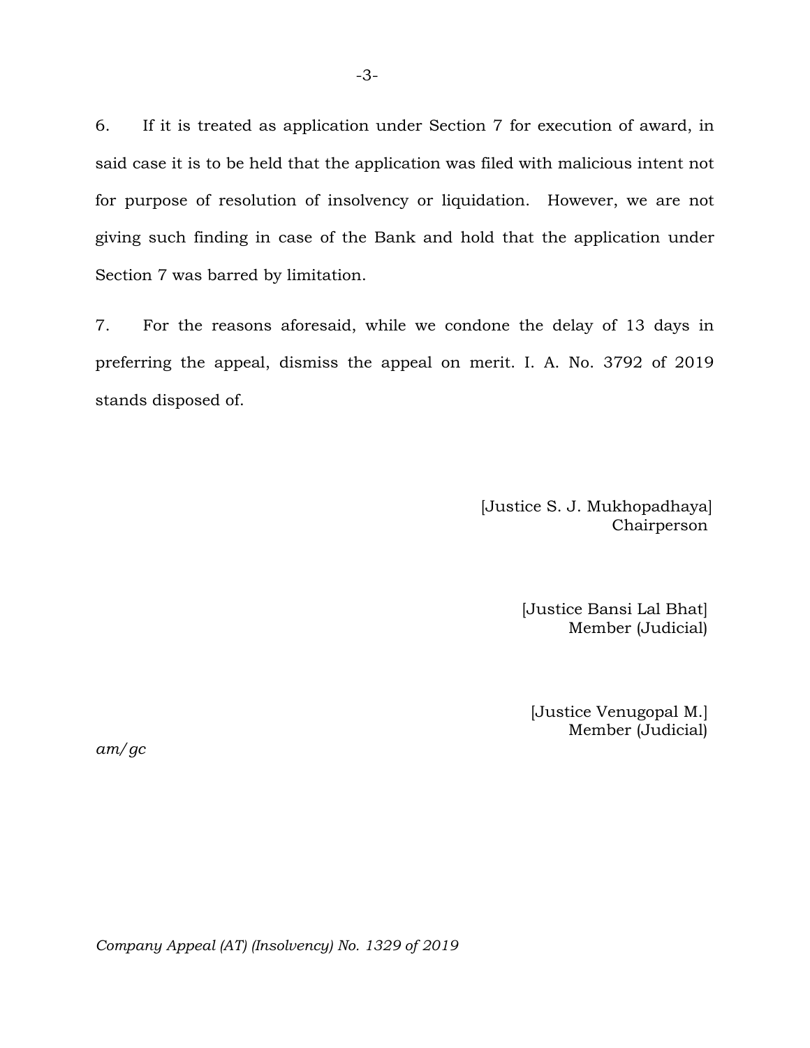6. If it is treated as application under Section 7 for execution of award, in said case it is to be held that the application was filed with malicious intent not for purpose of resolution of insolvency or liquidation. However, we are not giving such finding in case of the Bank and hold that the application under Section 7 was barred by limitation.

7. For the reasons aforesaid, while we condone the delay of 13 days in preferring the appeal, dismiss the appeal on merit. I. A. No. 3792 of 2019 stands disposed of.

[Justice S. J. Mukhopadhaya]
Chairperson

[Justice Bansi Lal Bhat]
Member (Judicial)

[Justice Venugopal M.]
Member (Judicial)

*am/gc*